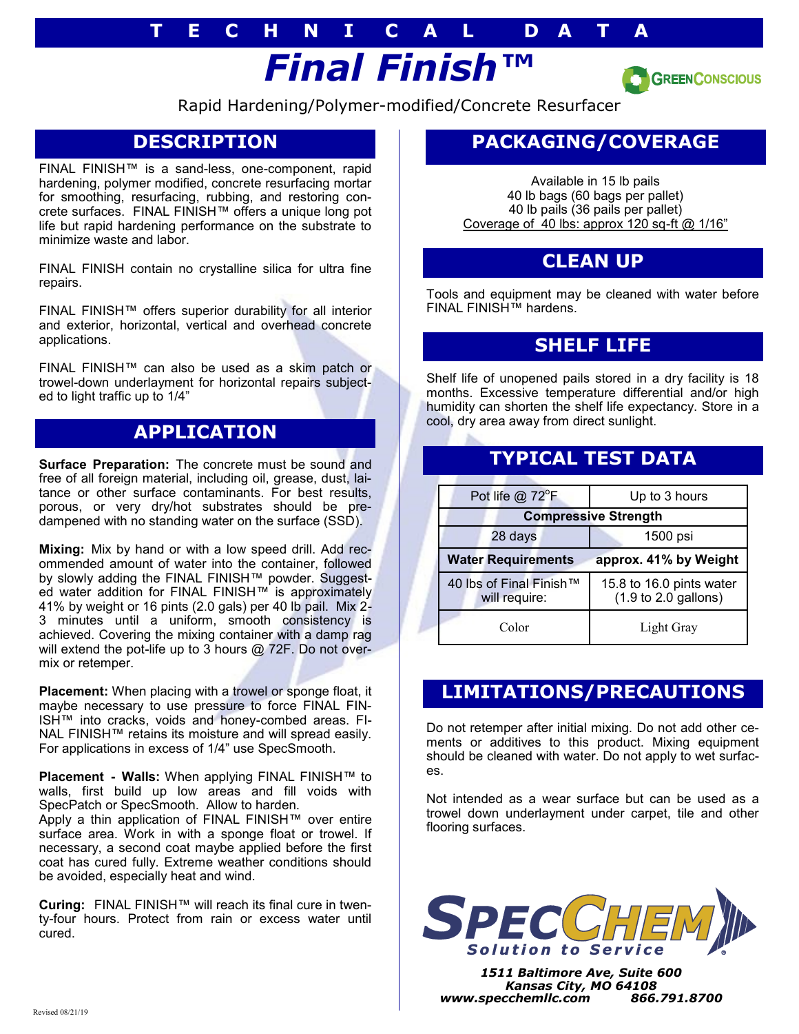# TECHNICAL DATA

# Final Finish™

GREENCONSCIOUS

Rapid Hardening/Polymer-modified/Concrete Resurfacer

## DESCRIPTION

FINAL FINISH™ is a sand-less, one-component, rapid hardening, polymer modified, concrete resurfacing mortar for smoothing, resurfacing, rubbing, and restoring concrete surfaces. FINAL FINISH™ offers a unique long pot life but rapid hardening performance on the substrate to minimize waste and labor.

FINAL FINISH contain no crystalline silica for ultra fine repairs.

FINAL FINISH™ offers superior durability for all interior and exterior, horizontal, vertical and overhead concrete applications.

FINAL FINISH™ can also be used as a skim patch or trowel-down underlayment for horizontal repairs subjected to light traffic up to 1/4"

## APPLICATION

**Surface Preparation:** The concrete must be sound and free of all foreign material, including oil, grease, dust, laitance or other surface contaminants. For best results, porous, or very dry/hot substrates should be pre-dampened with no standing water on the surface (SSD).

**Mixing:** Mix by hand or with a low speed drill. Add recommended amount of water into the container, followed by slowly adding the FINAL FINISH™ powder. Suggested water addition for FINAL FINISH™ is approximately 41% by weight or 16 pints (2.0 gals) per 40 lb pail. Mix 2-3 minutes until a uniform, smooth consistency is achieved. Covering the mixing container with a damp rag will extend the pot-life up to 3 hours @ 72F. Do not overmix or retemper.

**Placement:** When placing with a trowel or sponge float, it maybe necessary to use pressure to force FINAL FINISH™ into cracks, voids and honey-combed areas. FINAL FINISH™ retains its moisture and will spread easily. For applications in excess of 1/4" use SpecSmooth.

**Placement - Walls:** When applying FINAL FINISH™ to walls, first build up low areas and fill voids with SpecPatch or SpecSmooth. Allow to harden.
Apply a thin application of FINAL FINISH™ over entire surface area. Work in with a sponge float or trowel. If necessary, a second coat maybe applied before the first coat has cured fully. Extreme weather conditions should be avoided, especially heat and wind.

**Curing:** FINAL FINISH™ will reach its final cure in twenty-four hours. Protect from rain or excess water until cured.

## PACKAGING/COVERAGE

Available in 15 lb pails
40 lb bags (60 bags per pallet)
40 lb pails (36 pails per pallet)
Coverage of 40 lbs: approx 120 sq-ft @ 1/16"

## CLEAN UP

Tools and equipment may be cleaned with water before FINAL FINISH™ hardens.

## SHELF LIFE

Shelf life of unopened pails stored in a dry facility is 18 months. Excessive temperature differential and/or high humidity can shorten the shelf life expectancy. Store in a cool, dry area away from direct sunlight.

## TYPICAL TEST DATA

| Pot life @ 72°F | Up to 3 hours |
|---|---|
| **Compressive Strength** | |
| 28 days | 1500 psi |
| **Water Requirements** | **approx. 41% by Weight** |
| 40 lbs of Final Finish™ will require: | 15.8 to 16.0 pints water (1.9 to 2.0 gallons) |
| Color | Light Gray |

## LIMITATIONS/PRECAUTIONS

Do not retemper after initial mixing. Do not add other cements or additives to this product. Mixing equipment should be cleaned with water. Do not apply to wet surfaces.

Not intended as a wear surface but can be used as a trowel down underlayment under carpet, tile and other flooring surfaces.

SPECCHEM
*Solution to Service*

***1511 Baltimore Ave, Suite 600***
***Kansas City, MO 64108***
***www.specchemllc.com 866.791.8700***

Revised 08/21/19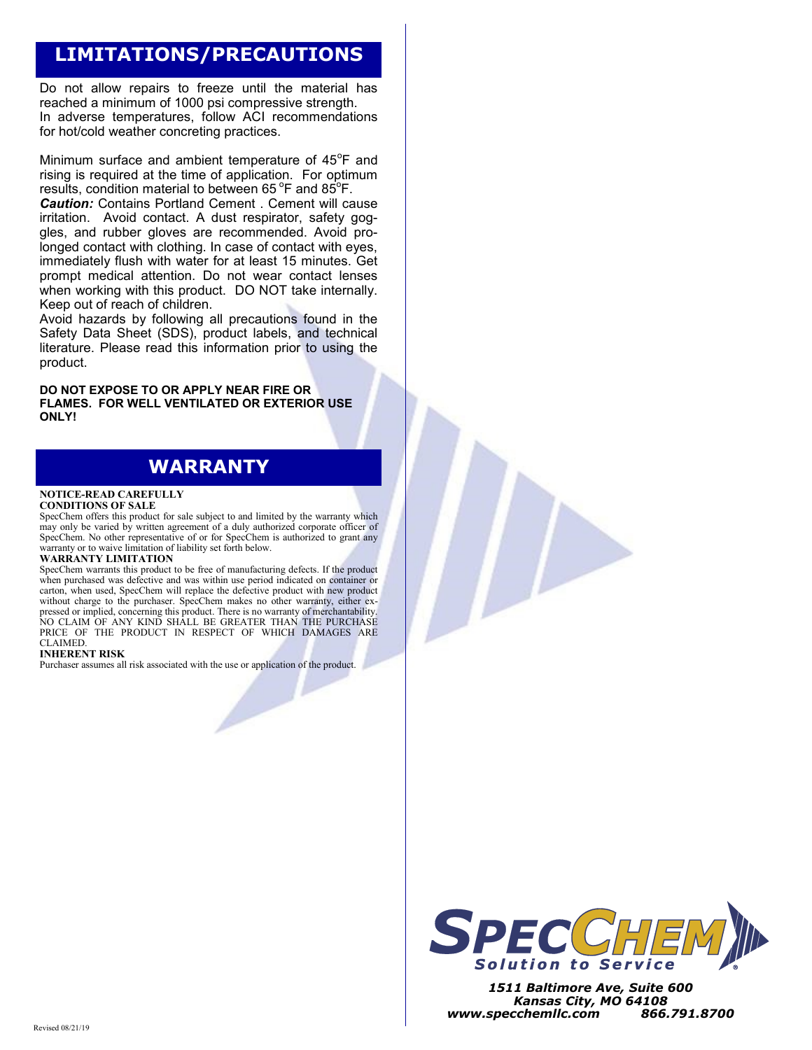## LIMITATIONS/PRECAUTIONS

Do not allow repairs to freeze until the material has reached a minimum of 1000 psi compressive strength.
In adverse temperatures, follow ACI recommendations for hot/cold weather concreting practices.

Minimum surface and ambient temperature of 45°F and rising is required at the time of application. For optimum results, condition material to between 65 °F and 85°F.

***Caution:*** Contains Portland Cement . Cement will cause irritation. Avoid contact. A dust respirator, safety goggles, and rubber gloves are recommended. Avoid prolonged contact with clothing. In case of contact with eyes, immediately flush with water for at least 15 minutes. Get prompt medical attention. Do not wear contact lenses when working with this product. DO NOT take internally. Keep out of reach of children.

Avoid hazards by following all precautions found in the Safety Data Sheet (SDS), product labels, and technical literature. Please read this information prior to using the product.

**DO NOT EXPOSE TO OR APPLY NEAR FIRE OR FLAMES. FOR WELL VENTILATED OR EXTERIOR USE ONLY!**

## WARRANTY

**NOTICE-READ CAREFULLY**

**CONDITIONS OF SALE**

SpecChem offers this product for sale subject to and limited by the warranty which may only be varied by written agreement of a duly authorized corporate officer of SpecChem. No other representative of or for SpecChem is authorized to grant any warranty or to waive limitation of liability set forth below.

**WARRANTY LIMITATION**

SpecChem warrants this product to be free of manufacturing defects. If the product when purchased was defective and was within use period indicated on container or carton, when used, SpecChem will replace the defective product with new product without charge to the purchaser. SpecChem makes no other warranty, either expressed or implied, concerning this product. There is no warranty of merchantability. NO CLAIM OF ANY KIND SHALL BE GREATER THAN THE PURCHASE PRICE OF THE PRODUCT IN RESPECT OF WHICH DAMAGES ARE CLAIMED.

**INHERENT RISK**

Purchaser assumes all risk associated with the use or application of the product.

SpecChem
*Solution to Service*

*1511 Baltimore Ave, Suite 600*
*Kansas City, MO 64108*
*www.specchemllc.com 866.791.8700*

Revised 08/21/19